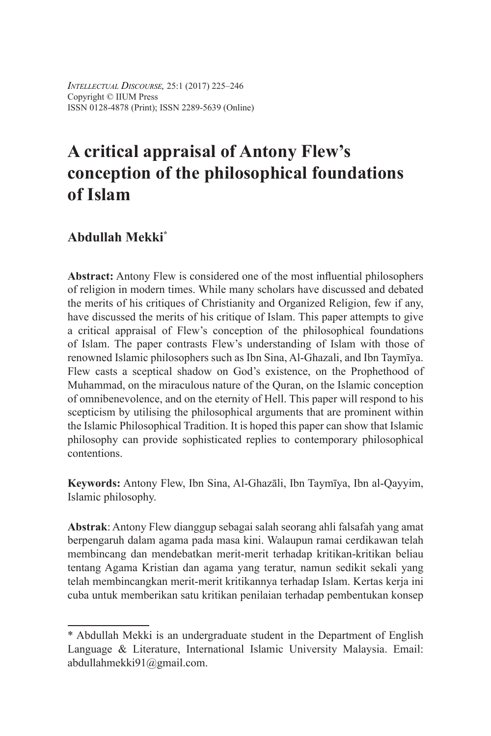*Intellectual Discourse,* 25:1 (2017) 225–246
Copyright © IIUM Press
ISSN 0128-4878 (Print); ISSN 2289-5639 (Online)

# A critical appraisal of Antony Flew's conception of the philosophical foundations of Islam

## Abdullah Mekki*

**Abstract:** Antony Flew is considered one of the most influential philosophers of religion in modern times. While many scholars have discussed and debated the merits of his critiques of Christianity and Organized Religion, few if any, have discussed the merits of his critique of Islam. This paper attempts to give a critical appraisal of Flew's conception of the philosophical foundations of Islam. The paper contrasts Flew's understanding of Islam with those of renowned Islamic philosophers such as Ibn Sina, Al-Ghazali, and Ibn Taymīya. Flew casts a sceptical shadow on God's existence, on the Prophethood of Muhammad, on the miraculous nature of the Quran, on the Islamic conception of omnibenevolence, and on the eternity of Hell. This paper will respond to his scepticism by utilising the philosophical arguments that are prominent within the Islamic Philosophical Tradition. It is hoped this paper can show that Islamic philosophy can provide sophisticated replies to contemporary philosophical contentions.

**Keywords:** Antony Flew, Ibn Sina, Al-Ghazāli, Ibn Taymīya, Ibn al-Qayyim, Islamic philosophy.

**Abstrak**: Antony Flew dianggup sebagai salah seorang ahli falsafah yang amat berpengaruh dalam agama pada masa kini. Walaupun ramai cerdikawan telah membincang dan mendebatkan merit-merit terhadap kritikan-kritikan beliau tentang Agama Kristian dan agama yang teratur, namun sedikit sekali yang telah membincangkan merit-merit kritikannya terhadap Islam. Kertas kerja ini cuba untuk memberikan satu kritikan penilaian terhadap pembentukan konsep

---

* Abdullah Mekki is an undergraduate student in the Department of English Language & Literature, International Islamic University Malaysia. Email: abdullahmekki91@gmail.com.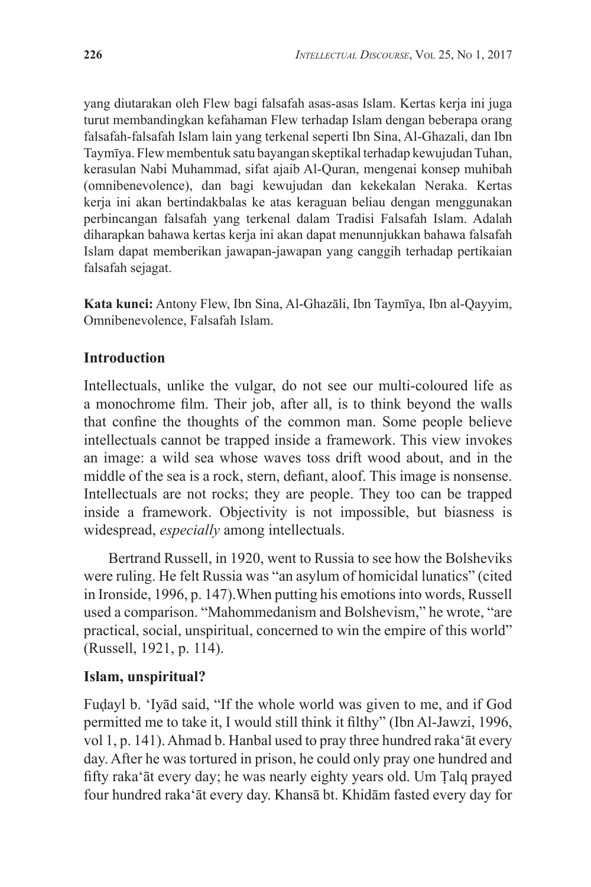yang diutarakan oleh Flew bagi falsafah asas-asas Islam. Kertas kerja ini juga turut membandingkan kefahaman Flew terhadap Islam dengan beberapa orang falsafah-falsafah Islam lain yang terkenal seperti Ibn Sina, Al-Ghazali, dan Ibn Taymīya. Flew membentuk satu bayangan skeptikal terhadap kewujudan Tuhan, kerasulan Nabi Muhammad, sifat ajaib Al-Quran, mengenai konsep muhibah (omnibenevolence), dan bagi kewujudan dan kekekalan Neraka. Kertas kerja ini akan bertindakbalas ke atas keraguan beliau dengan menggunakan perbincangan falsafah yang terkenal dalam Tradisi Falsafah Islam. Adalah diharapkan bahawa kertas kerja ini akan dapat menunnjukkan bahawa falsafah Islam dapat memberikan jawapan-jawapan yang canggih terhadap pertikaian falsafah sejagat.

**Kata kunci:** Antony Flew, Ibn Sina, Al-Ghazāli, Ibn Taymīya, Ibn al-Qayyim, Omnibenevolence, Falsafah Islam.

## Introduction

Intellectuals, unlike the vulgar, do not see our multi-coloured life as a monochrome film. Their job, after all, is to think beyond the walls that confine the thoughts of the common man. Some people believe intellectuals cannot be trapped inside a framework. This view invokes an image: a wild sea whose waves toss drift wood about, and in the middle of the sea is a rock, stern, defiant, aloof. This image is nonsense. Intellectuals are not rocks; they are people. They too can be trapped inside a framework. Objectivity is not impossible, but biasness is widespread, *especially* among intellectuals.

Bertrand Russell, in 1920, went to Russia to see how the Bolsheviks were ruling. He felt Russia was "an asylum of homicidal lunatics" (cited in Ironside, 1996, p. 147).When putting his emotions into words, Russell used a comparison. "Mahommedanism and Bolshevism," he wrote, "are practical, social, unspiritual, concerned to win the empire of this world" (Russell, 1921, p. 114).

## Islam, unspiritual?

Fuḍayl b. ʿIyād said, "If the whole world was given to me, and if God permitted me to take it, I would still think it filthy" (Ibn Al-Jawzi, 1996, vol 1, p. 141). Ahmad b. Hanbal used to pray three hundred rakaʿāt every day. After he was tortured in prison, he could only pray one hundred and fifty rakaʿāt every day; he was nearly eighty years old. Um Ṭalq prayed four hundred rakaʿāt every day. Khansā bt. Khidām fasted every day for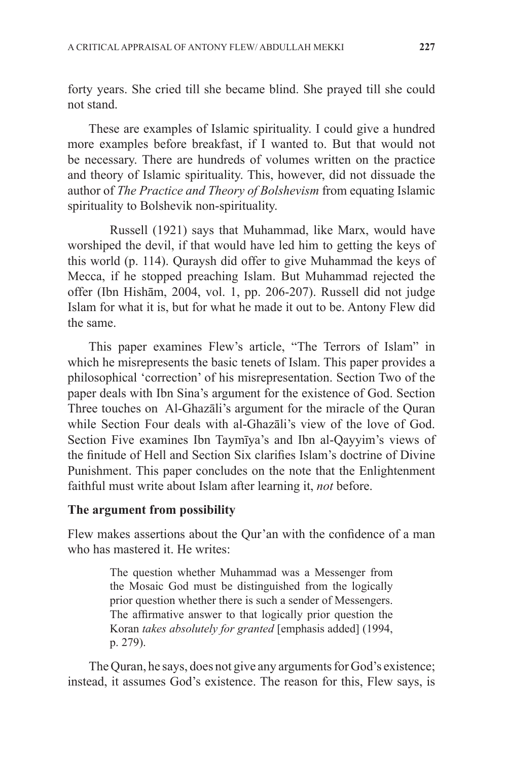forty years. She cried till she became blind. She prayed till she could not stand.

These are examples of Islamic spirituality. I could give a hundred more examples before breakfast, if I wanted to. But that would not be necessary. There are hundreds of volumes written on the practice and theory of Islamic spirituality. This, however, did not dissuade the author of *The Practice and Theory of Bolshevism* from equating Islamic spirituality to Bolshevik non-spirituality.

Russell (1921) says that Muhammad, like Marx, would have worshiped the devil, if that would have led him to getting the keys of this world (p. 114). Quraysh did offer to give Muhammad the keys of Mecca, if he stopped preaching Islam. But Muhammad rejected the offer (Ibn Hishām, 2004, vol. 1, pp. 206-207). Russell did not judge Islam for what it is, but for what he made it out to be. Antony Flew did the same.

This paper examines Flew's article, "The Terrors of Islam" in which he misrepresents the basic tenets of Islam. This paper provides a philosophical 'correction' of his misrepresentation. Section Two of the paper deals with Ibn Sina's argument for the existence of God. Section Three touches on Al-Ghazāli's argument for the miracle of the Quran while Section Four deals with al-Ghazāli's view of the love of God. Section Five examines Ibn Taymīya's and Ibn al-Qayyim's views of the finitude of Hell and Section Six clarifies Islam's doctrine of Divine Punishment. This paper concludes on the note that the Enlightenment faithful must write about Islam after learning it, *not* before.

**The argument from possibility**

Flew makes assertions about the Qur'an with the confidence of a man who has mastered it. He writes:

> The question whether Muhammad was a Messenger from the Mosaic God must be distinguished from the logically prior question whether there is such a sender of Messengers. The affirmative answer to that logically prior question the Koran *takes absolutely for granted* [emphasis added] (1994, p. 279).

The Quran, he says, does not give any arguments for God's existence; instead, it assumes God's existence. The reason for this, Flew says, is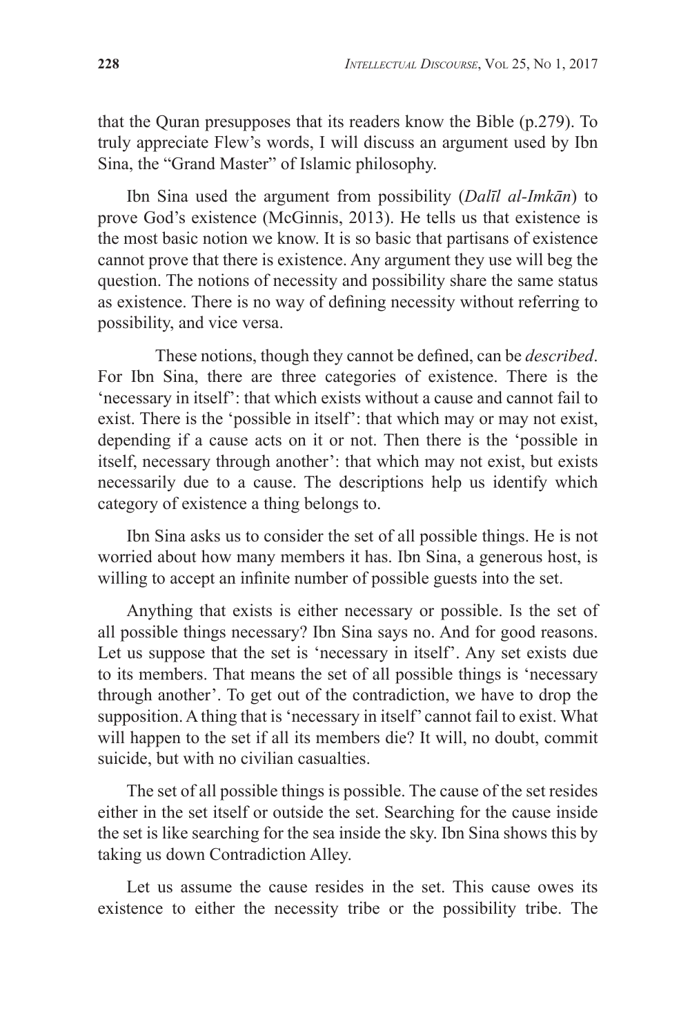that the Quran presupposes that its readers know the Bible (p.279). To truly appreciate Flew's words, I will discuss an argument used by Ibn Sina, the "Grand Master" of Islamic philosophy.

Ibn Sina used the argument from possibility (*Dalīl al-Imkān*) to prove God's existence (McGinnis, 2013). He tells us that existence is the most basic notion we know. It is so basic that partisans of existence cannot prove that there is existence. Any argument they use will beg the question. The notions of necessity and possibility share the same status as existence. There is no way of defining necessity without referring to possibility, and vice versa.

These notions, though they cannot be defined, can be *described*. For Ibn Sina, there are three categories of existence. There is the 'necessary in itself': that which exists without a cause and cannot fail to exist. There is the 'possible in itself': that which may or may not exist, depending if a cause acts on it or not. Then there is the 'possible in itself, necessary through another': that which may not exist, but exists necessarily due to a cause. The descriptions help us identify which category of existence a thing belongs to.

Ibn Sina asks us to consider the set of all possible things. He is not worried about how many members it has. Ibn Sina, a generous host, is willing to accept an infinite number of possible guests into the set.

Anything that exists is either necessary or possible. Is the set of all possible things necessary? Ibn Sina says no. And for good reasons. Let us suppose that the set is 'necessary in itself'. Any set exists due to its members. That means the set of all possible things is 'necessary through another'. To get out of the contradiction, we have to drop the supposition. A thing that is 'necessary in itself' cannot fail to exist. What will happen to the set if all its members die? It will, no doubt, commit suicide, but with no civilian casualties.

The set of all possible things is possible. The cause of the set resides either in the set itself or outside the set. Searching for the cause inside the set is like searching for the sea inside the sky. Ibn Sina shows this by taking us down Contradiction Alley.

Let us assume the cause resides in the set. This cause owes its existence to either the necessity tribe or the possibility tribe. The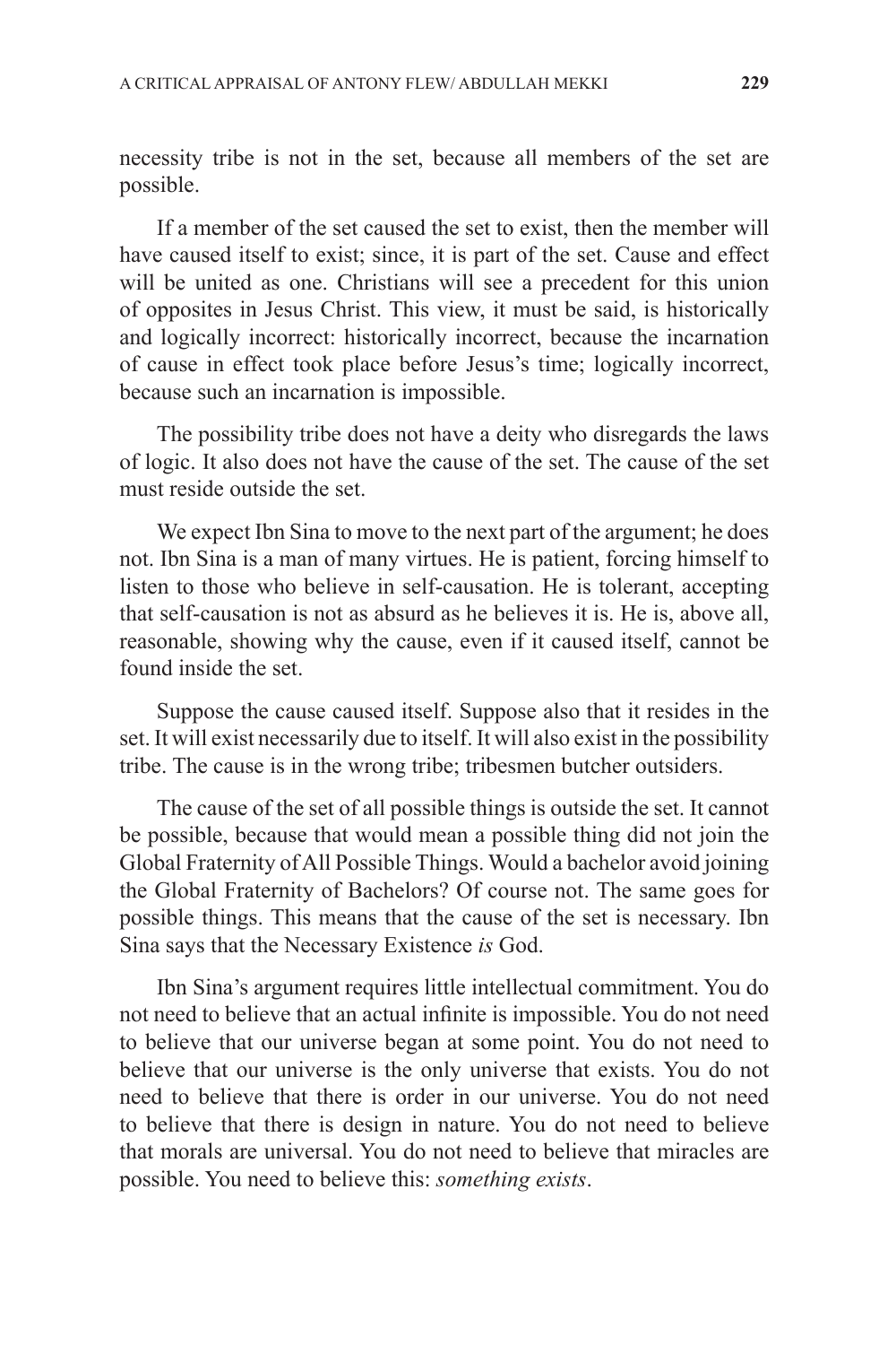necessity tribe is not in the set, because all members of the set are possible.

If a member of the set caused the set to exist, then the member will have caused itself to exist; since, it is part of the set. Cause and effect will be united as one. Christians will see a precedent for this union of opposites in Jesus Christ. This view, it must be said, is historically and logically incorrect: historically incorrect, because the incarnation of cause in effect took place before Jesus's time; logically incorrect, because such an incarnation is impossible.

The possibility tribe does not have a deity who disregards the laws of logic. It also does not have the cause of the set. The cause of the set must reside outside the set.

We expect Ibn Sina to move to the next part of the argument; he does not. Ibn Sina is a man of many virtues. He is patient, forcing himself to listen to those who believe in self-causation. He is tolerant, accepting that self-causation is not as absurd as he believes it is. He is, above all, reasonable, showing why the cause, even if it caused itself, cannot be found inside the set.

Suppose the cause caused itself. Suppose also that it resides in the set. It will exist necessarily due to itself. It will also exist in the possibility tribe. The cause is in the wrong tribe; tribesmen butcher outsiders.

The cause of the set of all possible things is outside the set. It cannot be possible, because that would mean a possible thing did not join the Global Fraternity of All Possible Things. Would a bachelor avoid joining the Global Fraternity of Bachelors? Of course not. The same goes for possible things. This means that the cause of the set is necessary. Ibn Sina says that the Necessary Existence *is* God.

Ibn Sina's argument requires little intellectual commitment. You do not need to believe that an actual infinite is impossible. You do not need to believe that our universe began at some point. You do not need to believe that our universe is the only universe that exists. You do not need to believe that there is order in our universe. You do not need to believe that there is design in nature. You do not need to believe that morals are universal. You do not need to believe that miracles are possible. You need to believe this: *something exists*.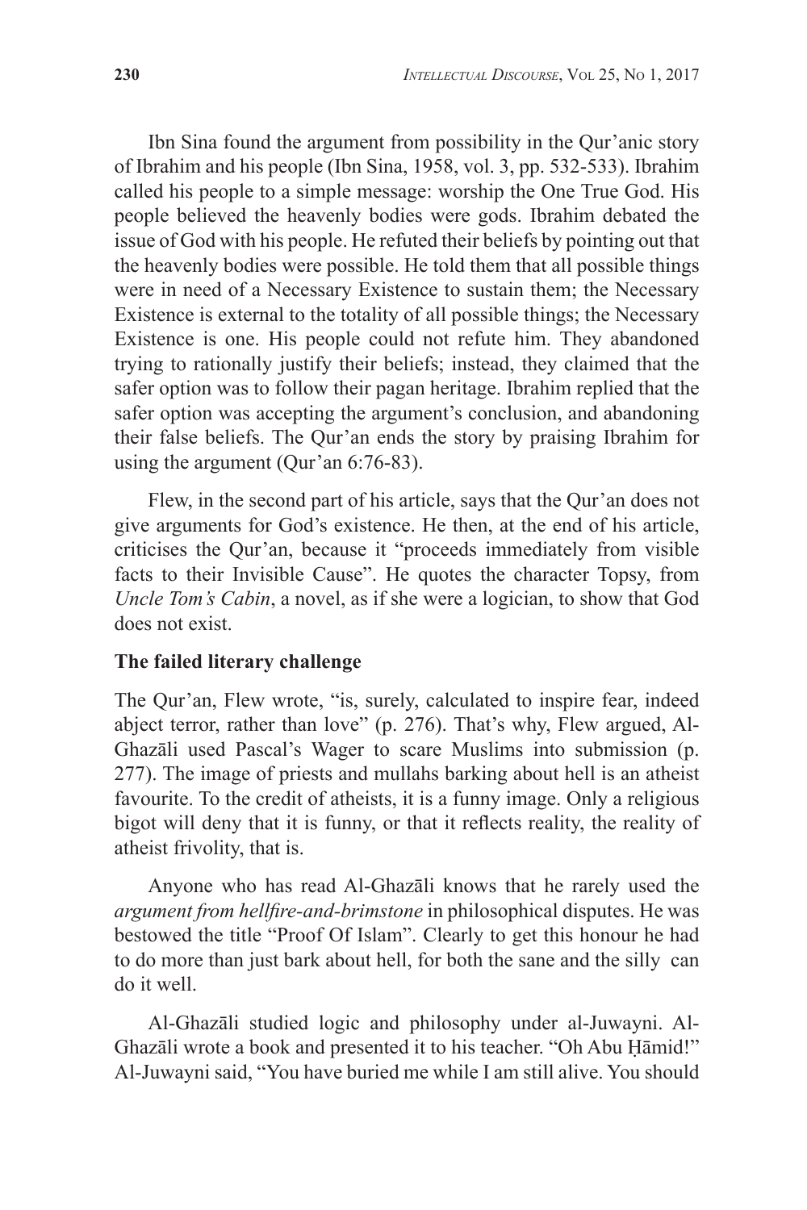Ibn Sina found the argument from possibility in the Qur'anic story of Ibrahim and his people (Ibn Sina, 1958, vol. 3, pp. 532-533). Ibrahim called his people to a simple message: worship the One True God. His people believed the heavenly bodies were gods. Ibrahim debated the issue of God with his people. He refuted their beliefs by pointing out that the heavenly bodies were possible. He told them that all possible things were in need of a Necessary Existence to sustain them; the Necessary Existence is external to the totality of all possible things; the Necessary Existence is one. His people could not refute him. They abandoned trying to rationally justify their beliefs; instead, they claimed that the safer option was to follow their pagan heritage. Ibrahim replied that the safer option was accepting the argument's conclusion, and abandoning their false beliefs. The Qur'an ends the story by praising Ibrahim for using the argument (Qur'an 6:76-83).

Flew, in the second part of his article, says that the Qur'an does not give arguments for God's existence. He then, at the end of his article, criticises the Qur'an, because it "proceeds immediately from visible facts to their Invisible Cause". He quotes the character Topsy, from *Uncle Tom's Cabin*, a novel, as if she were a logician, to show that God does not exist.

**The failed literary challenge**

The Qur'an, Flew wrote, "is, surely, calculated to inspire fear, indeed abject terror, rather than love" (p. 276). That's why, Flew argued, Al-Ghazāli used Pascal's Wager to scare Muslims into submission (p. 277). The image of priests and mullahs barking about hell is an atheist favourite. To the credit of atheists, it is a funny image. Only a religious bigot will deny that it is funny, or that it reflects reality, the reality of atheist frivolity, that is.

Anyone who has read Al-Ghazāli knows that he rarely used the *argument from hellfire-and-brimstone* in philosophical disputes. He was bestowed the title "Proof Of Islam". Clearly to get this honour he had to do more than just bark about hell, for both the sane and the silly can do it well.

Al-Ghazāli studied logic and philosophy under al-Juwayni. Al-Ghazāli wrote a book and presented it to his teacher. "Oh Abu Ḥāmid!" Al-Juwayni said, "You have buried me while I am still alive. You should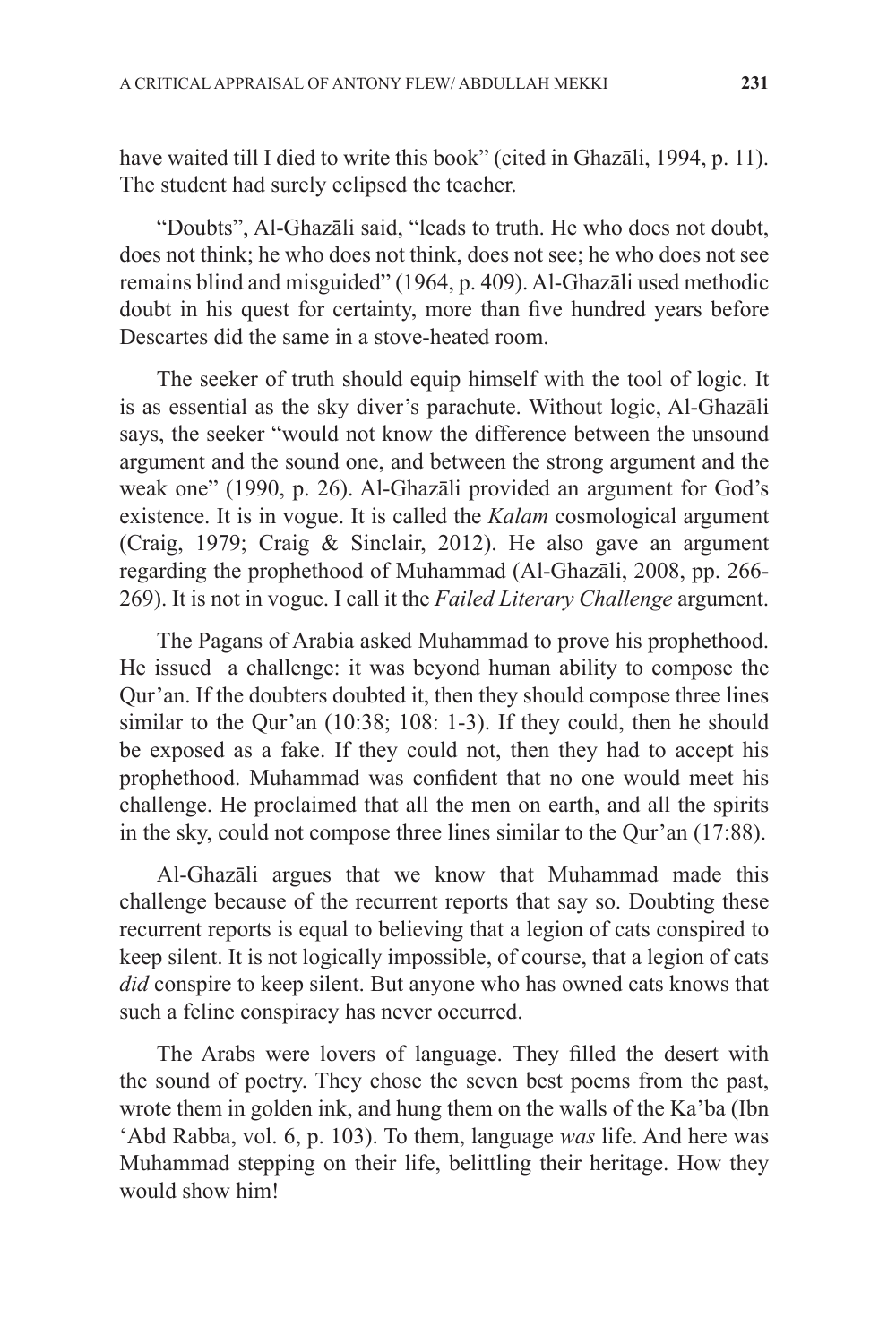have waited till I died to write this book" (cited in Ghazāli, 1994, p. 11). The student had surely eclipsed the teacher.

"Doubts", Al-Ghazāli said, "leads to truth. He who does not doubt, does not think; he who does not think, does not see; he who does not see remains blind and misguided" (1964, p. 409). Al-Ghazāli used methodic doubt in his quest for certainty, more than five hundred years before Descartes did the same in a stove-heated room.

The seeker of truth should equip himself with the tool of logic. It is as essential as the sky diver's parachute. Without logic, Al-Ghazāli says, the seeker "would not know the difference between the unsound argument and the sound one, and between the strong argument and the weak one" (1990, p. 26). Al-Ghazāli provided an argument for God's existence. It is in vogue. It is called the *Kalam* cosmological argument (Craig, 1979; Craig & Sinclair, 2012). He also gave an argument regarding the prophethood of Muhammad (Al-Ghazāli, 2008, pp. 266-269). It is not in vogue. I call it the *Failed Literary Challenge* argument.

The Pagans of Arabia asked Muhammad to prove his prophethood. He issued a challenge: it was beyond human ability to compose the Qur'an. If the doubters doubted it, then they should compose three lines similar to the Qur'an (10:38; 108: 1-3). If they could, then he should be exposed as a fake. If they could not, then they had to accept his prophethood. Muhammad was confident that no one would meet his challenge. He proclaimed that all the men on earth, and all the spirits in the sky, could not compose three lines similar to the Qur'an (17:88).

Al-Ghazāli argues that we know that Muhammad made this challenge because of the recurrent reports that say so. Doubting these recurrent reports is equal to believing that a legion of cats conspired to keep silent. It is not logically impossible, of course, that a legion of cats *did* conspire to keep silent. But anyone who has owned cats knows that such a feline conspiracy has never occurred.

The Arabs were lovers of language. They filled the desert with the sound of poetry. They chose the seven best poems from the past, wrote them in golden ink, and hung them on the walls of the Ka'ba (Ibn 'Abd Rabba, vol. 6, p. 103). To them, language *was* life. And here was Muhammad stepping on their life, belittling their heritage. How they would show him!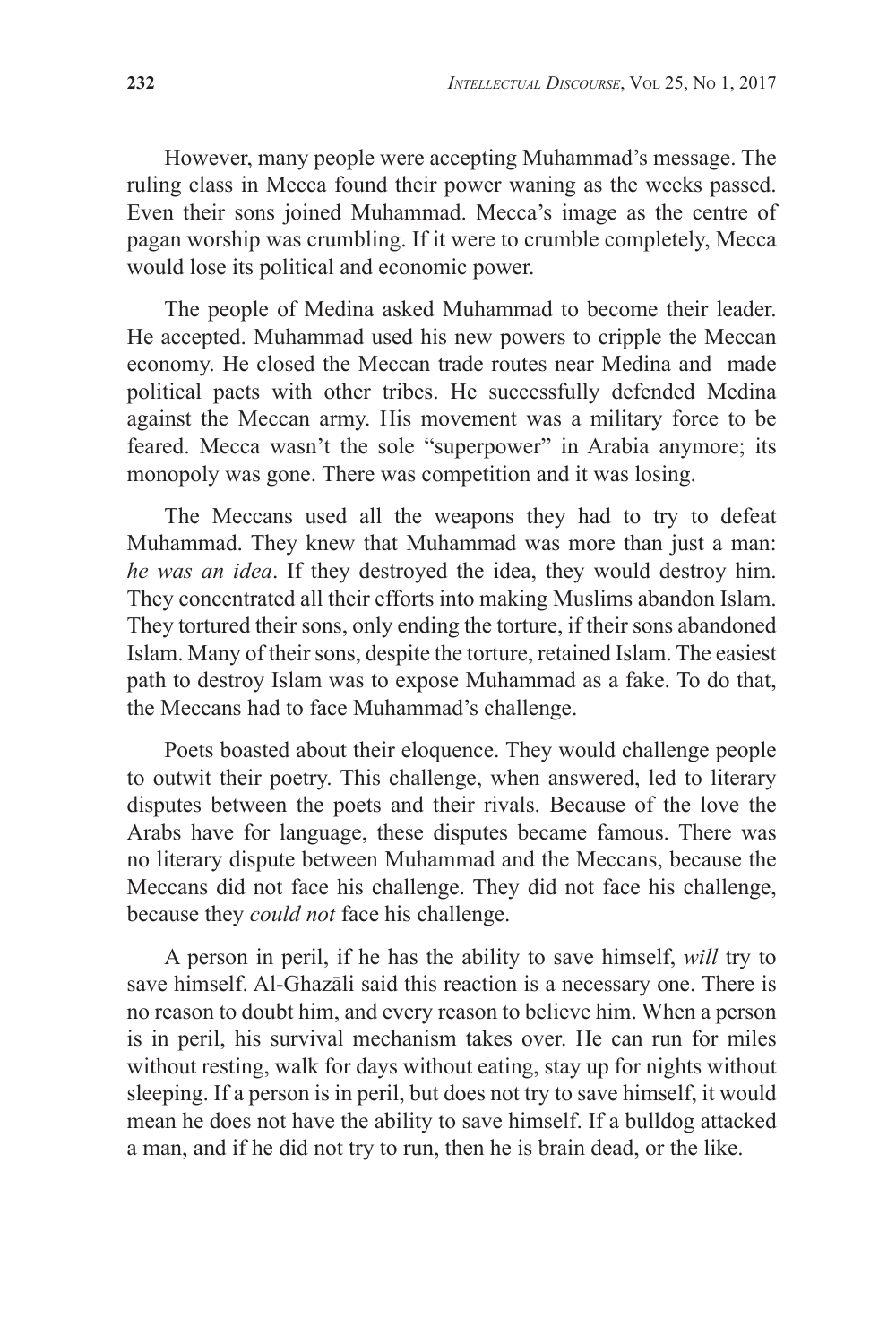However, many people were accepting Muhammad's message. The ruling class in Mecca found their power waning as the weeks passed. Even their sons joined Muhammad. Mecca's image as the centre of pagan worship was crumbling. If it were to crumble completely, Mecca would lose its political and economic power.

The people of Medina asked Muhammad to become their leader. He accepted. Muhammad used his new powers to cripple the Meccan economy. He closed the Meccan trade routes near Medina and made political pacts with other tribes. He successfully defended Medina against the Meccan army. His movement was a military force to be feared. Mecca wasn't the sole "superpower" in Arabia anymore; its monopoly was gone. There was competition and it was losing.

The Meccans used all the weapons they had to try to defeat Muhammad. They knew that Muhammad was more than just a man: *he was an idea*. If they destroyed the idea, they would destroy him. They concentrated all their efforts into making Muslims abandon Islam. They tortured their sons, only ending the torture, if their sons abandoned Islam. Many of their sons, despite the torture, retained Islam. The easiest path to destroy Islam was to expose Muhammad as a fake. To do that, the Meccans had to face Muhammad's challenge.

Poets boasted about their eloquence. They would challenge people to outwit their poetry. This challenge, when answered, led to literary disputes between the poets and their rivals. Because of the love the Arabs have for language, these disputes became famous. There was no literary dispute between Muhammad and the Meccans, because the Meccans did not face his challenge. They did not face his challenge, because they *could not* face his challenge.

A person in peril, if he has the ability to save himself, *will* try to save himself. Al-Ghazāli said this reaction is a necessary one. There is no reason to doubt him, and every reason to believe him. When a person is in peril, his survival mechanism takes over. He can run for miles without resting, walk for days without eating, stay up for nights without sleeping. If a person is in peril, but does not try to save himself, it would mean he does not have the ability to save himself. If a bulldog attacked a man, and if he did not try to run, then he is brain dead, or the like.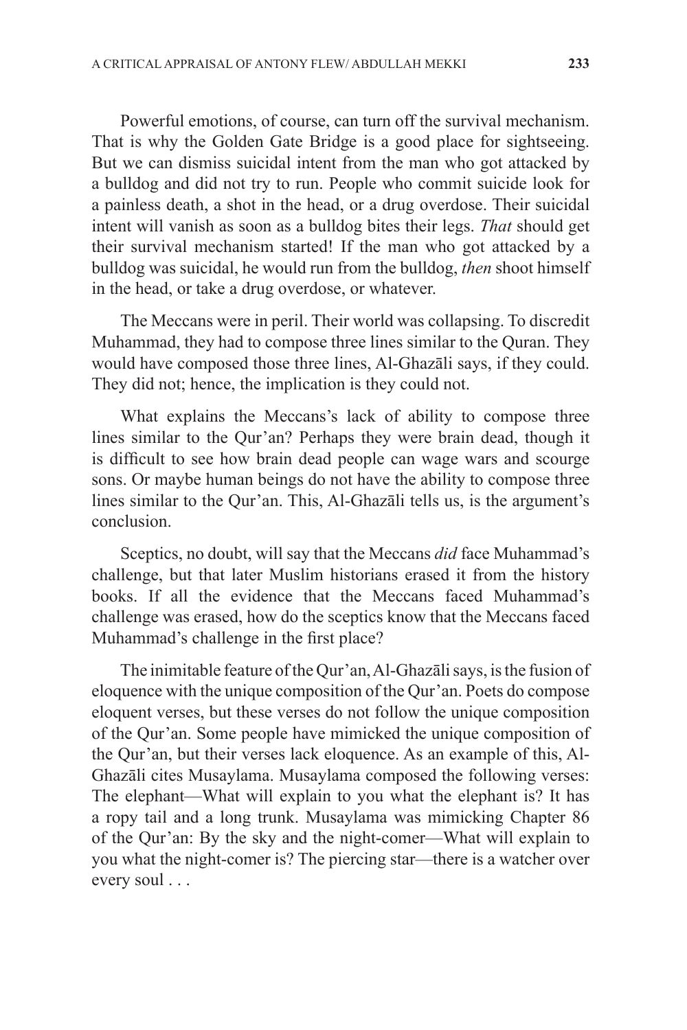Powerful emotions, of course, can turn off the survival mechanism. That is why the Golden Gate Bridge is a good place for sightseeing. But we can dismiss suicidal intent from the man who got attacked by a bulldog and did not try to run. People who commit suicide look for a painless death, a shot in the head, or a drug overdose. Their suicidal intent will vanish as soon as a bulldog bites their legs. *That* should get their survival mechanism started! If the man who got attacked by a bulldog was suicidal, he would run from the bulldog, *then* shoot himself in the head, or take a drug overdose, or whatever.

The Meccans were in peril. Their world was collapsing. To discredit Muhammad, they had to compose three lines similar to the Quran. They would have composed those three lines, Al-Ghazāli says, if they could. They did not; hence, the implication is they could not.

What explains the Meccans's lack of ability to compose three lines similar to the Qur'an? Perhaps they were brain dead, though it is difficult to see how brain dead people can wage wars and scourge sons. Or maybe human beings do not have the ability to compose three lines similar to the Qur'an. This, Al-Ghazāli tells us, is the argument's conclusion.

Sceptics, no doubt, will say that the Meccans *did* face Muhammad's challenge, but that later Muslim historians erased it from the history books. If all the evidence that the Meccans faced Muhammad's challenge was erased, how do the sceptics know that the Meccans faced Muhammad's challenge in the first place?

The inimitable feature of the Qur'an, Al-Ghazāli says, is the fusion of eloquence with the unique composition of the Qur'an. Poets do compose eloquent verses, but these verses do not follow the unique composition of the Qur'an. Some people have mimicked the unique composition of the Qur'an, but their verses lack eloquence. As an example of this, Al-Ghazāli cites Musaylama. Musaylama composed the following verses: The elephant—What will explain to you what the elephant is? It has a ropy tail and a long trunk. Musaylama was mimicking Chapter 86 of the Qur'an: By the sky and the night-comer—What will explain to you what the night-comer is? The piercing star—there is a watcher over every soul . . .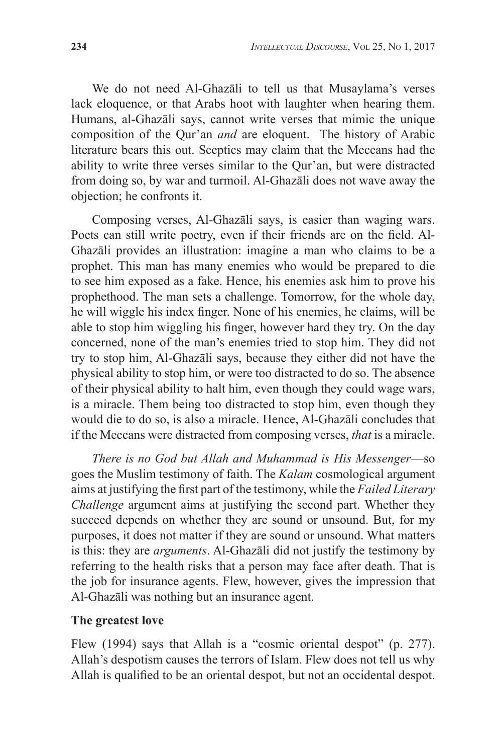We do not need Al-Ghazāli to tell us that Musaylama's verses lack eloquence, or that Arabs hoot with laughter when hearing them. Humans, al-Ghazāli says, cannot write verses that mimic the unique composition of the Qur'an *and* are eloquent. The history of Arabic literature bears this out. Sceptics may claim that the Meccans had the ability to write three verses similar to the Qur'an, but were distracted from doing so, by war and turmoil. Al-Ghazāli does not wave away the objection; he confronts it.

Composing verses, Al-Ghazāli says, is easier than waging wars. Poets can still write poetry, even if their friends are on the field. Al-Ghazāli provides an illustration: imagine a man who claims to be a prophet. This man has many enemies who would be prepared to die to see him exposed as a fake. Hence, his enemies ask him to prove his prophethood. The man sets a challenge. Tomorrow, for the whole day, he will wiggle his index finger. None of his enemies, he claims, will be able to stop him wiggling his finger, however hard they try. On the day concerned, none of the man's enemies tried to stop him. They did not try to stop him, Al-Ghazāli says, because they either did not have the physical ability to stop him, or were too distracted to do so. The absence of their physical ability to halt him, even though they could wage wars, is a miracle. Them being too distracted to stop him, even though they would die to do so, is also a miracle. Hence, Al-Ghazāli concludes that if the Meccans were distracted from composing verses, *that* is a miracle.

*There is no God but Allah and Muhammad is His Messenger*—so goes the Muslim testimony of faith. The *Kalam* cosmological argument aims at justifying the first part of the testimony, while the *Failed Literary Challenge* argument aims at justifying the second part. Whether they succeed depends on whether they are sound or unsound. But, for my purposes, it does not matter if they are sound or unsound. What matters is this: they are *arguments*. Al-Ghazāli did not justify the testimony by referring to the health risks that a person may face after death. That is the job for insurance agents. Flew, however, gives the impression that Al-Ghazāli was nothing but an insurance agent.

### The greatest love

Flew (1994) says that Allah is a "cosmic oriental despot" (p. 277). Allah's despotism causes the terrors of Islam. Flew does not tell us why Allah is qualified to be an oriental despot, but not an occidental despot.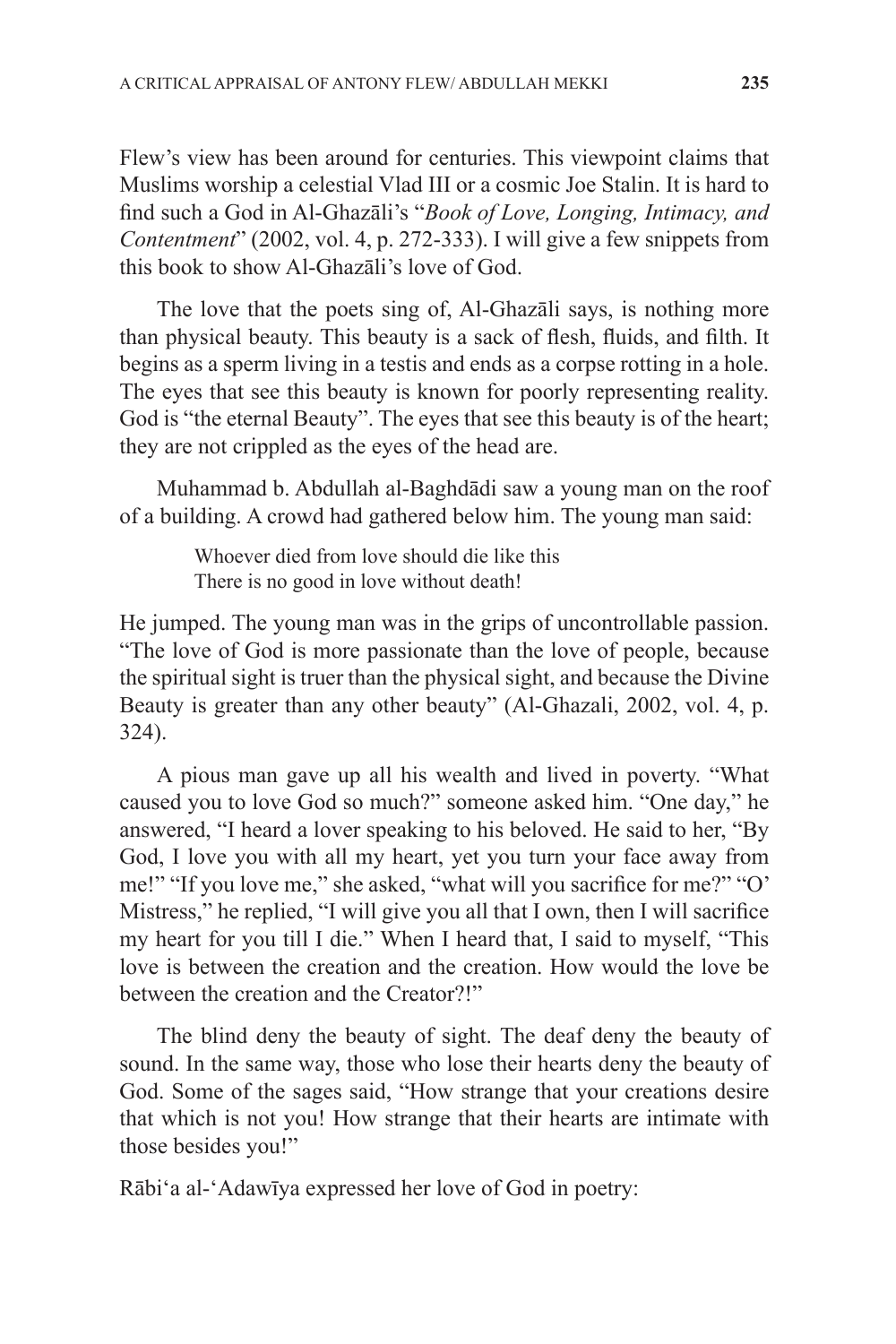Flew's view has been around for centuries. This viewpoint claims that Muslims worship a celestial Vlad III or a cosmic Joe Stalin. It is hard to find such a God in Al-Ghazāli's "*Book of Love, Longing, Intimacy, and Contentment*" (2002, vol. 4, p. 272-333). I will give a few snippets from this book to show Al-Ghazāli's love of God.

The love that the poets sing of, Al-Ghazāli says, is nothing more than physical beauty. This beauty is a sack of flesh, fluids, and filth. It begins as a sperm living in a testis and ends as a corpse rotting in a hole. The eyes that see this beauty is known for poorly representing reality. God is "the eternal Beauty". The eyes that see this beauty is of the heart; they are not crippled as the eyes of the head are.

Muhammad b. Abdullah al-Baghdādi saw a young man on the roof of a building. A crowd had gathered below him. The young man said:

> Whoever died from love should die like this
> There is no good in love without death!

He jumped. The young man was in the grips of uncontrollable passion. "The love of God is more passionate than the love of people, because the spiritual sight is truer than the physical sight, and because the Divine Beauty is greater than any other beauty" (Al-Ghazali, 2002, vol. 4, p. 324).

A pious man gave up all his wealth and lived in poverty. "What caused you to love God so much?" someone asked him. "One day," he answered, "I heard a lover speaking to his beloved. He said to her, "By God, I love you with all my heart, yet you turn your face away from me!" "If you love me," she asked, "what will you sacrifice for me?" "O' Mistress," he replied, "I will give you all that I own, then I will sacrifice my heart for you till I die." When I heard that, I said to myself, "This love is between the creation and the creation. How would the love be between the creation and the Creator?!"

The blind deny the beauty of sight. The deaf deny the beauty of sound. In the same way, those who lose their hearts deny the beauty of God. Some of the sages said, "How strange that your creations desire that which is not you! How strange that their hearts are intimate with those besides you!"

Rābi'a al-'Adawīya expressed her love of God in poetry: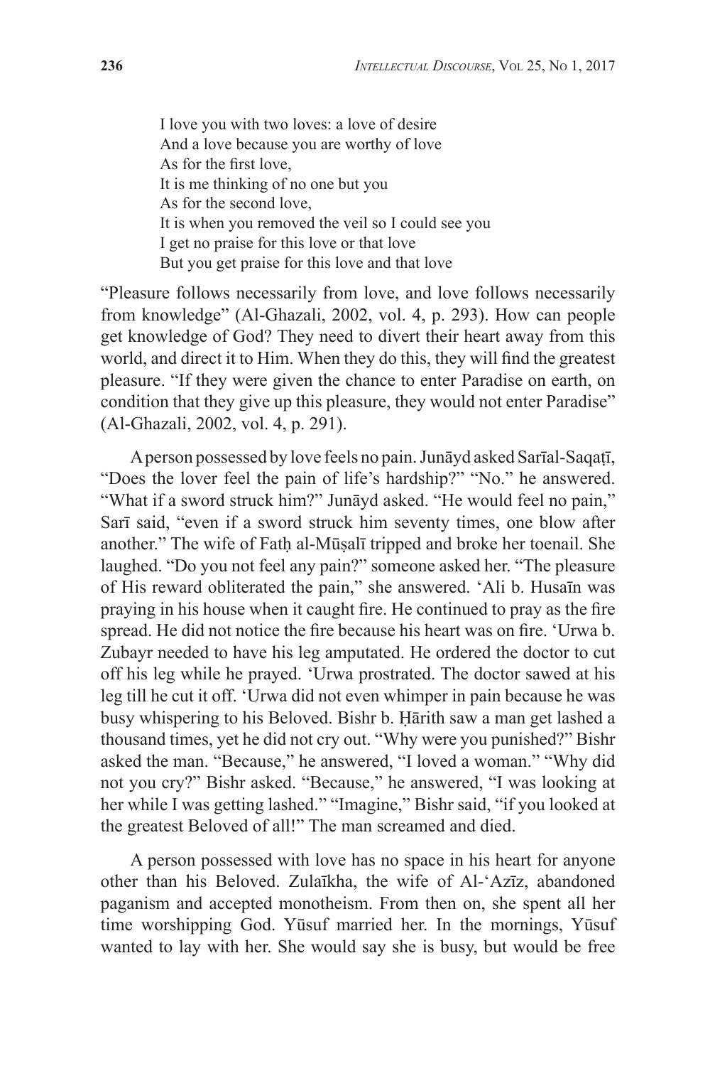I love you with two loves: a love of desire  
And a love because you are worthy of love  
As for the first love,  
It is me thinking of no one but you  
As for the second love,  
It is when you removed the veil so I could see you  
I get no praise for this love or that love  
But you get praise for this love and that love

"Pleasure follows necessarily from love, and love follows necessarily from knowledge" (Al-Ghazali, 2002, vol. 4, p. 293). How can people get knowledge of God? They need to divert their heart away from this world, and direct it to Him. When they do this, they will find the greatest pleasure. "If they were given the chance to enter Paradise on earth, on condition that they give up this pleasure, they would not enter Paradise" (Al-Ghazali, 2002, vol. 4, p. 291).

A person possessed by love feels no pain. Junāyd asked Sarīal-Saqaṭī, "Does the lover feel the pain of life's hardship?" "No." he answered. "What if a sword struck him?" Junāyd asked. "He would feel no pain," Sarī said, "even if a sword struck him seventy times, one blow after another." The wife of Fatḥ al-Mūṣalī tripped and broke her toenail. She laughed. "Do you not feel any pain?" someone asked her. "The pleasure of His reward obliterated the pain," she answered. 'Ali b. Husaīn was praying in his house when it caught fire. He continued to pray as the fire spread. He did not notice the fire because his heart was on fire. 'Urwa b. Zubayr needed to have his leg amputated. He ordered the doctor to cut off his leg while he prayed. 'Urwa prostrated. The doctor sawed at his leg till he cut it off. 'Urwa did not even whimper in pain because he was busy whispering to his Beloved. Bishr b. Ḥārith saw a man get lashed a thousand times, yet he did not cry out. "Why were you punished?" Bishr asked the man. "Because," he answered, "I loved a woman." "Why did not you cry?" Bishr asked. "Because," he answered, "I was looking at her while I was getting lashed." "Imagine," Bishr said, "if you looked at the greatest Beloved of all!" The man screamed and died.

A person possessed with love has no space in his heart for anyone other than his Beloved. Zulaīkha, the wife of Al-'Azīz, abandoned paganism and accepted monotheism. From then on, she spent all her time worshipping God. Yūsuf married her. In the mornings, Yūsuf wanted to lay with her. She would say she is busy, but would be free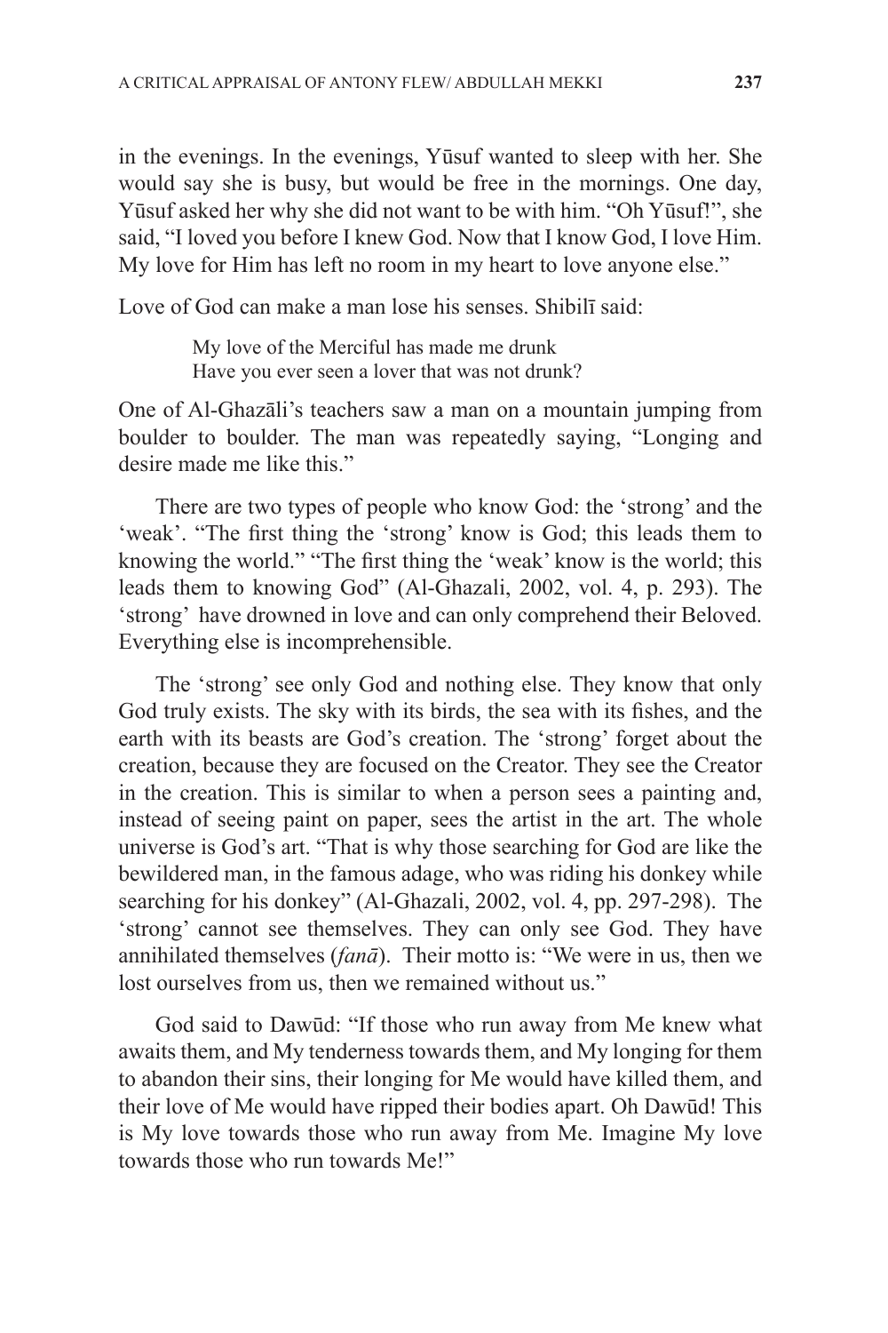in the evenings. In the evenings, Yūsuf wanted to sleep with her. She would say she is busy, but would be free in the mornings. One day, Yūsuf asked her why she did not want to be with him. "Oh Yūsuf!", she said, "I loved you before I knew God. Now that I know God, I love Him. My love for Him has left no room in my heart to love anyone else."

Love of God can make a man lose his senses. Shibilī said:

> My love of the Merciful has made me drunk
> Have you ever seen a lover that was not drunk?

One of Al-Ghazāli's teachers saw a man on a mountain jumping from boulder to boulder. The man was repeatedly saying, "Longing and desire made me like this."

There are two types of people who know God: the 'strong' and the 'weak'. "The first thing the 'strong' know is God; this leads them to knowing the world." "The first thing the 'weak' know is the world; this leads them to knowing God" (Al-Ghazali, 2002, vol. 4, p. 293). The 'strong' have drowned in love and can only comprehend their Beloved. Everything else is incomprehensible.

The 'strong' see only God and nothing else. They know that only God truly exists. The sky with its birds, the sea with its fishes, and the earth with its beasts are God's creation. The 'strong' forget about the creation, because they are focused on the Creator. They see the Creator in the creation. This is similar to when a person sees a painting and, instead of seeing paint on paper, sees the artist in the art. The whole universe is God's art. "That is why those searching for God are like the bewildered man, in the famous adage, who was riding his donkey while searching for his donkey" (Al-Ghazali, 2002, vol. 4, pp. 297-298). The 'strong' cannot see themselves. They can only see God. They have annihilated themselves (*fanā*). Their motto is: "We were in us, then we lost ourselves from us, then we remained without us."

God said to Dawūd: "If those who run away from Me knew what awaits them, and My tenderness towards them, and My longing for them to abandon their sins, their longing for Me would have killed them, and their love of Me would have ripped their bodies apart. Oh Dawūd! This is My love towards those who run away from Me. Imagine My love towards those who run towards Me!"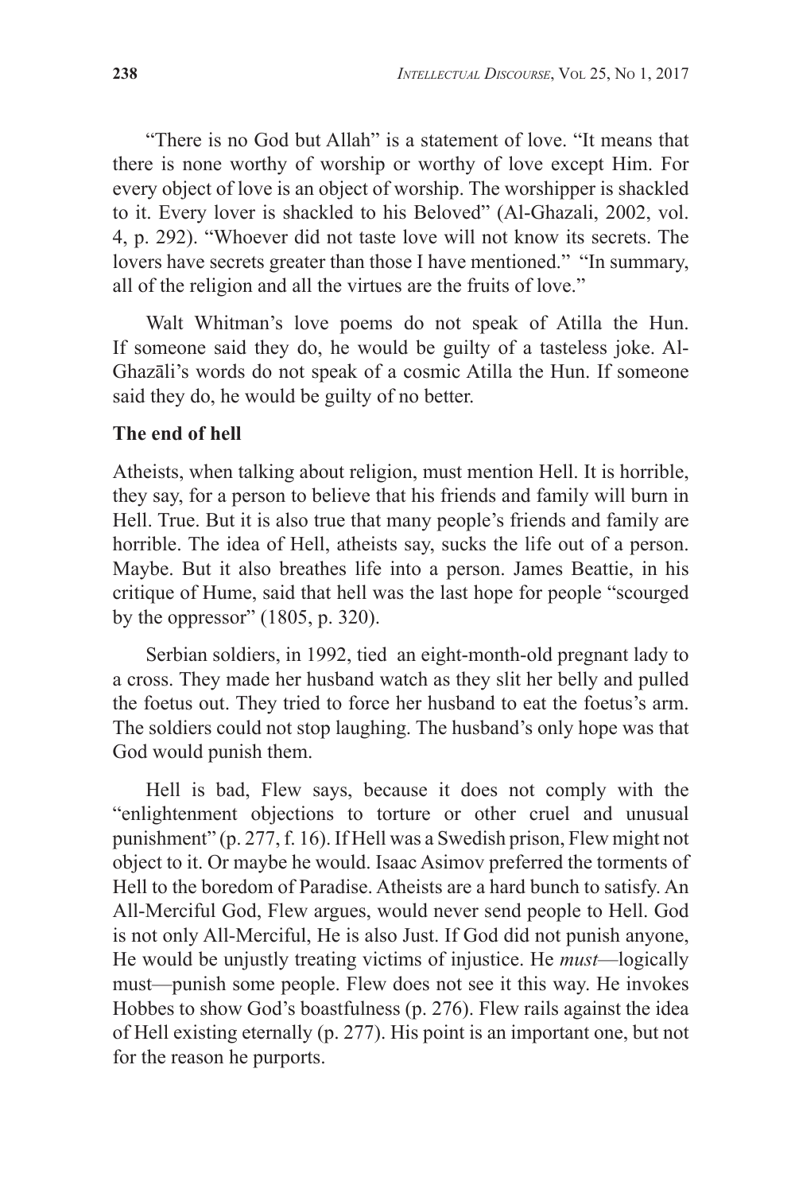"There is no God but Allah" is a statement of love. "It means that there is none worthy of worship or worthy of love except Him. For every object of love is an object of worship. The worshipper is shackled to it. Every lover is shackled to his Beloved" (Al-Ghazali, 2002, vol. 4, p. 292). "Whoever did not taste love will not know its secrets. The lovers have secrets greater than those I have mentioned." "In summary, all of the religion and all the virtues are the fruits of love."

Walt Whitman's love poems do not speak of Atilla the Hun. If someone said they do, he would be guilty of a tasteless joke. Al-Ghazāli's words do not speak of a cosmic Atilla the Hun. If someone said they do, he would be guilty of no better.

**The end of hell**

Atheists, when talking about religion, must mention Hell. It is horrible, they say, for a person to believe that his friends and family will burn in Hell. True. But it is also true that many people's friends and family are horrible. The idea of Hell, atheists say, sucks the life out of a person. Maybe. But it also breathes life into a person. James Beattie, in his critique of Hume, said that hell was the last hope for people "scourged by the oppressor" (1805, p. 320).

Serbian soldiers, in 1992, tied an eight-month-old pregnant lady to a cross. They made her husband watch as they slit her belly and pulled the foetus out. They tried to force her husband to eat the foetus's arm. The soldiers could not stop laughing. The husband's only hope was that God would punish them.

Hell is bad, Flew says, because it does not comply with the "enlightenment objections to torture or other cruel and unusual punishment" (p. 277, f. 16). If Hell was a Swedish prison, Flew might not object to it. Or maybe he would. Isaac Asimov preferred the torments of Hell to the boredom of Paradise. Atheists are a hard bunch to satisfy. An All-Merciful God, Flew argues, would never send people to Hell. God is not only All-Merciful, He is also Just. If God did not punish anyone, He would be unjustly treating victims of injustice. He *must*—logically must—punish some people. Flew does not see it this way. He invokes Hobbes to show God's boastfulness (p. 276). Flew rails against the idea of Hell existing eternally (p. 277). His point is an important one, but not for the reason he purports.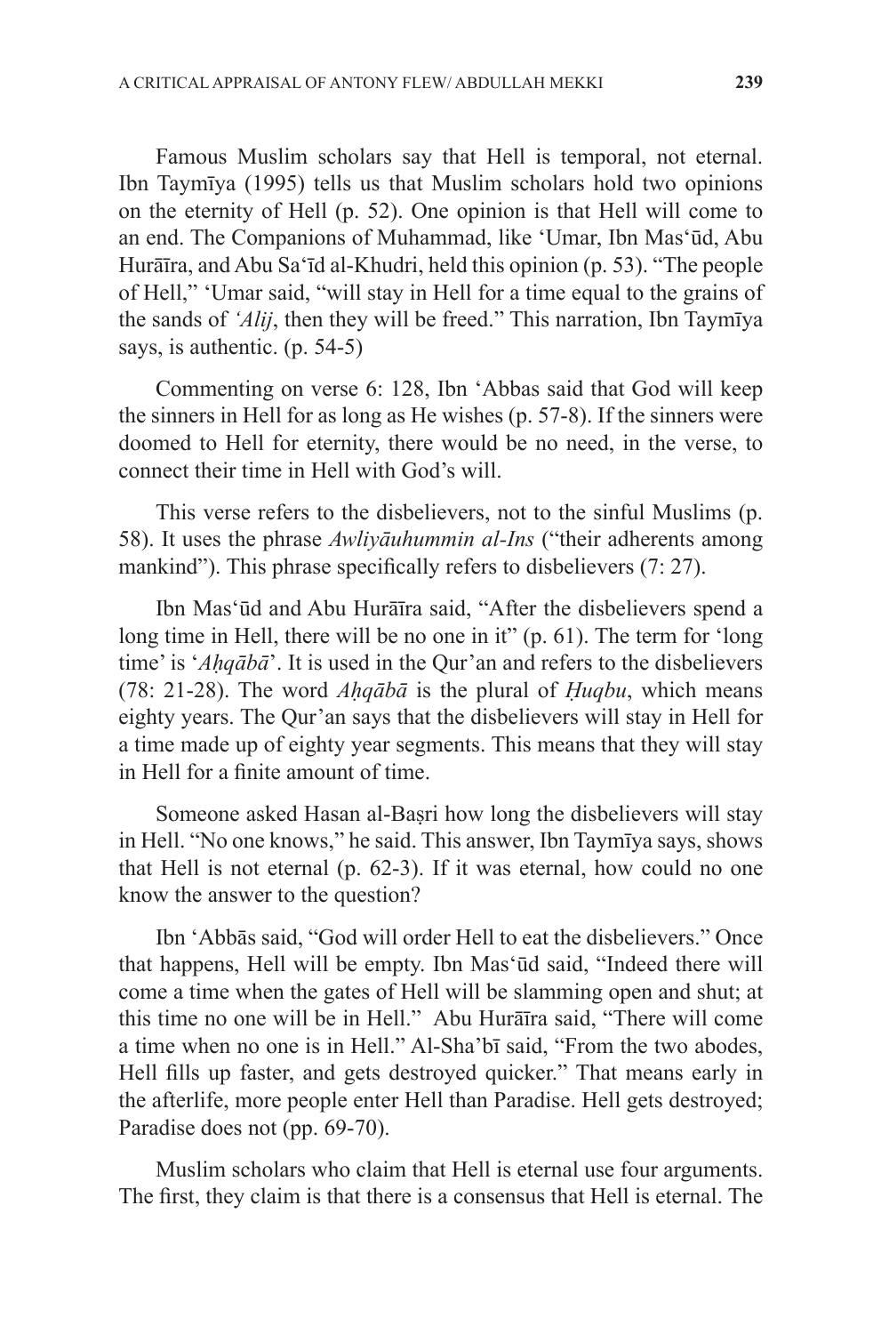Famous Muslim scholars say that Hell is temporal, not eternal. Ibn Taymīya (1995) tells us that Muslim scholars hold two opinions on the eternity of Hell (p. 52). One opinion is that Hell will come to an end. The Companions of Muhammad, like 'Umar, Ibn Mas'ūd, Abu Hurāīra, and Abu Sa'īd al-Khudri, held this opinion (p. 53). "The people of Hell," 'Umar said, "will stay in Hell for a time equal to the grains of the sands of *'Alij*, then they will be freed." This narration, Ibn Taymīya says, is authentic. (p. 54-5)

Commenting on verse 6: 128, Ibn 'Abbas said that God will keep the sinners in Hell for as long as He wishes (p. 57-8). If the sinners were doomed to Hell for eternity, there would be no need, in the verse, to connect their time in Hell with God's will.

This verse refers to the disbelievers, not to the sinful Muslims (p. 58). It uses the phrase *Awliyāuhummin al-Ins* ("their adherents among mankind"). This phrase specifically refers to disbelievers (7: 27).

Ibn Mas'ūd and Abu Hurāīra said, "After the disbelievers spend a long time in Hell, there will be no one in it" (p. 61). The term for 'long time' is '*Aḥqābā*'. It is used in the Qur'an and refers to the disbelievers (78: 21-28). The word *Aḥqābā* is the plural of *Ḥuqbu*, which means eighty years. The Qur'an says that the disbelievers will stay in Hell for a time made up of eighty year segments. This means that they will stay in Hell for a finite amount of time.

Someone asked Hasan al-Baṣri how long the disbelievers will stay in Hell. "No one knows," he said. This answer, Ibn Taymīya says, shows that Hell is not eternal (p. 62-3). If it was eternal, how could no one know the answer to the question?

Ibn 'Abbās said, "God will order Hell to eat the disbelievers." Once that happens, Hell will be empty. Ibn Mas'ūd said, "Indeed there will come a time when the gates of Hell will be slamming open and shut; at this time no one will be in Hell." Abu Hurāīra said, "There will come a time when no one is in Hell." Al-Sha'bī said, "From the two abodes, Hell fills up faster, and gets destroyed quicker." That means early in the afterlife, more people enter Hell than Paradise. Hell gets destroyed; Paradise does not (pp. 69-70).

Muslim scholars who claim that Hell is eternal use four arguments. The first, they claim is that there is a consensus that Hell is eternal. The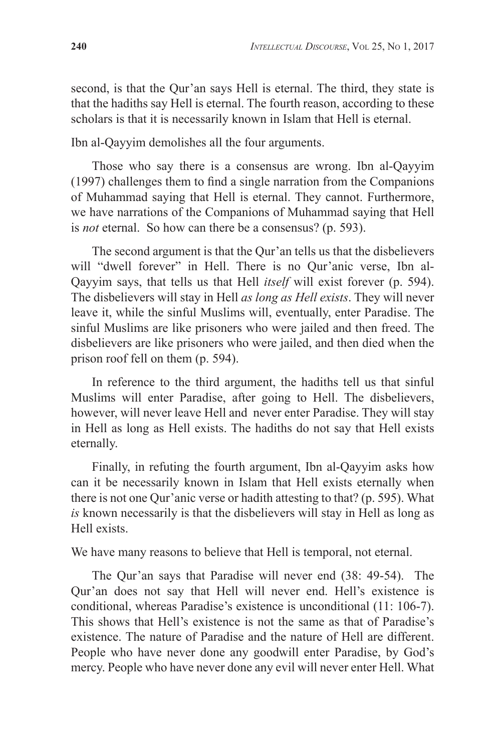second, is that the Qur'an says Hell is eternal. The third, they state is that the hadiths say Hell is eternal. The fourth reason, according to these scholars is that it is necessarily known in Islam that Hell is eternal.

Ibn al-Qayyim demolishes all the four arguments.

Those who say there is a consensus are wrong. Ibn al-Qayyim (1997) challenges them to find a single narration from the Companions of Muhammad saying that Hell is eternal. They cannot. Furthermore, we have narrations of the Companions of Muhammad saying that Hell is *not* eternal. So how can there be a consensus? (p. 593).

The second argument is that the Qur'an tells us that the disbelievers will "dwell forever" in Hell. There is no Qur'anic verse, Ibn al-Qayyim says, that tells us that Hell *itself* will exist forever (p. 594). The disbelievers will stay in Hell *as long as Hell exists*. They will never leave it, while the sinful Muslims will, eventually, enter Paradise. The sinful Muslims are like prisoners who were jailed and then freed. The disbelievers are like prisoners who were jailed, and then died when the prison roof fell on them (p. 594).

In reference to the third argument, the hadiths tell us that sinful Muslims will enter Paradise, after going to Hell. The disbelievers, however, will never leave Hell and never enter Paradise. They will stay in Hell as long as Hell exists. The hadiths do not say that Hell exists eternally.

Finally, in refuting the fourth argument, Ibn al-Qayyim asks how can it be necessarily known in Islam that Hell exists eternally when there is not one Qur'anic verse or hadith attesting to that? (p. 595). What *is* known necessarily is that the disbelievers will stay in Hell as long as Hell exists.

We have many reasons to believe that Hell is temporal, not eternal.

The Qur'an says that Paradise will never end (38: 49-54). The Qur'an does not say that Hell will never end. Hell's existence is conditional, whereas Paradise's existence is unconditional (11: 106-7). This shows that Hell's existence is not the same as that of Paradise's existence. The nature of Paradise and the nature of Hell are different. People who have never done any goodwill enter Paradise, by God's mercy. People who have never done any evil will never enter Hell. What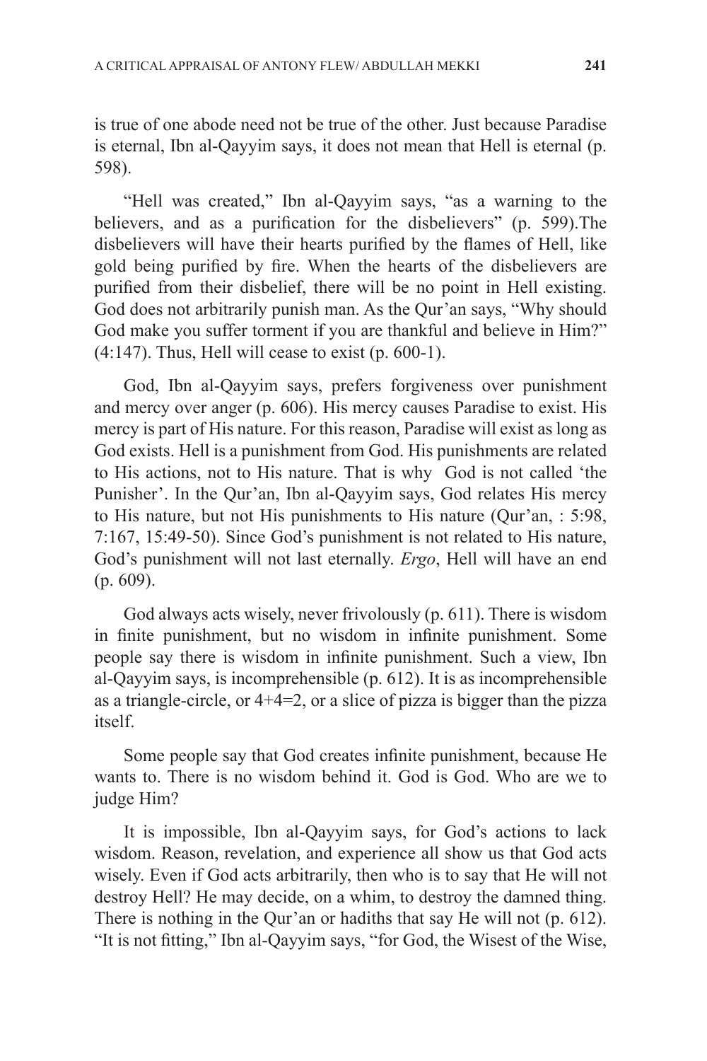is true of one abode need not be true of the other. Just because Paradise is eternal, Ibn al-Qayyim says, it does not mean that Hell is eternal (p. 598).

"Hell was created," Ibn al-Qayyim says, "as a warning to the believers, and as a purification for the disbelievers" (p. 599).The disbelievers will have their hearts purified by the flames of Hell, like gold being purified by fire. When the hearts of the disbelievers are purified from their disbelief, there will be no point in Hell existing. God does not arbitrarily punish man. As the Qur'an says, "Why should God make you suffer torment if you are thankful and believe in Him?" (4:147). Thus, Hell will cease to exist (p. 600-1).

God, Ibn al-Qayyim says, prefers forgiveness over punishment and mercy over anger (p. 606). His mercy causes Paradise to exist. His mercy is part of His nature. For this reason, Paradise will exist as long as God exists. Hell is a punishment from God. His punishments are related to His actions, not to His nature. That is why God is not called 'the Punisher'. In the Qur'an, Ibn al-Qayyim says, God relates His mercy to His nature, but not His punishments to His nature (Qur'an, : 5:98, 7:167, 15:49-50). Since God's punishment is not related to His nature, God's punishment will not last eternally. *Ergo*, Hell will have an end (p. 609).

God always acts wisely, never frivolously (p. 611). There is wisdom in finite punishment, but no wisdom in infinite punishment. Some people say there is wisdom in infinite punishment. Such a view, Ibn al-Qayyim says, is incomprehensible (p. 612). It is as incomprehensible as a triangle-circle, or 4+4=2, or a slice of pizza is bigger than the pizza itself.

Some people say that God creates infinite punishment, because He wants to. There is no wisdom behind it. God is God. Who are we to judge Him?

It is impossible, Ibn al-Qayyim says, for God's actions to lack wisdom. Reason, revelation, and experience all show us that God acts wisely. Even if God acts arbitrarily, then who is to say that He will not destroy Hell? He may decide, on a whim, to destroy the damned thing. There is nothing in the Qur'an or hadiths that say He will not (p. 612). "It is not fitting," Ibn al-Qayyim says, "for God, the Wisest of the Wise,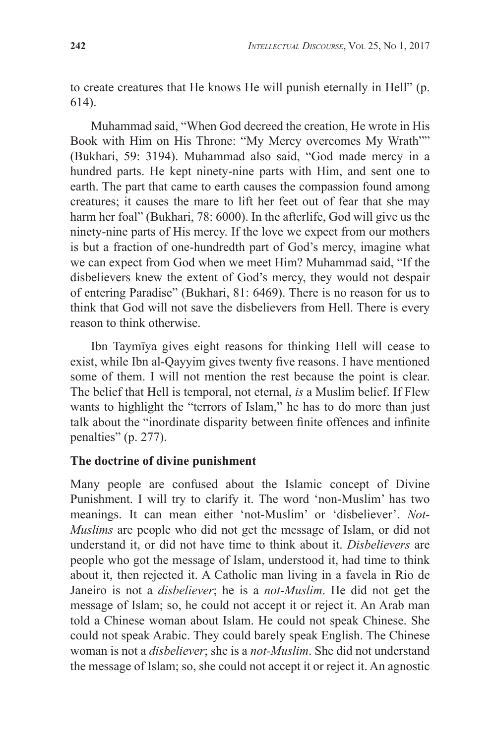to create creatures that He knows He will punish eternally in Hell" (p. 614).

Muhammad said, "When God decreed the creation, He wrote in His Book with Him on His Throne: "My Mercy overcomes My Wrath"" (Bukhari, 59: 3194). Muhammad also said, "God made mercy in a hundred parts. He kept ninety-nine parts with Him, and sent one to earth. The part that came to earth causes the compassion found among creatures; it causes the mare to lift her feet out of fear that she may harm her foal" (Bukhari, 78: 6000). In the afterlife, God will give us the ninety-nine parts of His mercy. If the love we expect from our mothers is but a fraction of one-hundredth part of God's mercy, imagine what we can expect from God when we meet Him? Muhammad said, "If the disbelievers knew the extent of God's mercy, they would not despair of entering Paradise" (Bukhari, 81: 6469). There is no reason for us to think that God will not save the disbelievers from Hell. There is every reason to think otherwise.

Ibn Taymīya gives eight reasons for thinking Hell will cease to exist, while Ibn al-Qayyim gives twenty five reasons. I have mentioned some of them. I will not mention the rest because the point is clear. The belief that Hell is temporal, not eternal, *is* a Muslim belief. If Flew wants to highlight the "terrors of Islam," he has to do more than just talk about the "inordinate disparity between finite offences and infinite penalties" (p. 277).

**The doctrine of divine punishment**

Many people are confused about the Islamic concept of Divine Punishment. I will try to clarify it. The word 'non-Muslim' has two meanings. It can mean either 'not-Muslim' or 'disbeliever'. *Not-Muslims* are people who did not get the message of Islam, or did not understand it, or did not have time to think about it. *Disbelievers* are people who got the message of Islam, understood it, had time to think about it, then rejected it. A Catholic man living in a favela in Rio de Janeiro is not a *disbeliever*; he is a *not-Muslim*. He did not get the message of Islam; so, he could not accept it or reject it. An Arab man told a Chinese woman about Islam. He could not speak Chinese. She could not speak Arabic. They could barely speak English. The Chinese woman is not a *disbeliever*; she is a *not-Muslim*. She did not understand the message of Islam; so, she could not accept it or reject it. An agnostic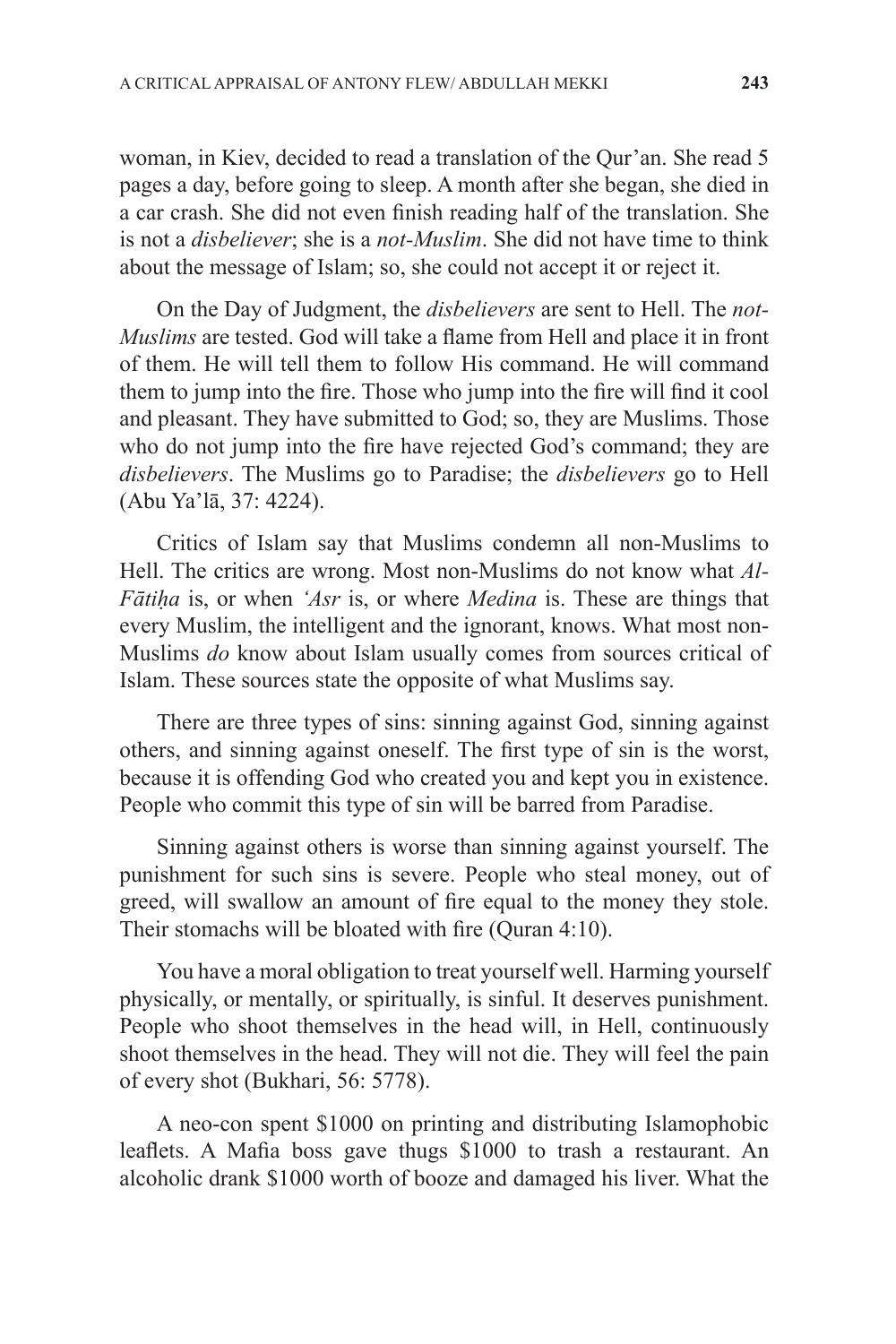woman, in Kiev, decided to read a translation of the Qur'an. She read 5 pages a day, before going to sleep. A month after she began, she died in a car crash. She did not even finish reading half of the translation. She is not a *disbeliever*; she is a *not-Muslim*. She did not have time to think about the message of Islam; so, she could not accept it or reject it.

On the Day of Judgment, the *disbelievers* are sent to Hell. The *not-Muslims* are tested. God will take a flame from Hell and place it in front of them. He will tell them to follow His command. He will command them to jump into the fire. Those who jump into the fire will find it cool and pleasant. They have submitted to God; so, they are Muslims. Those who do not jump into the fire have rejected God's command; they are *disbelievers*. The Muslims go to Paradise; the *disbelievers* go to Hell (Abu Ya'lā, 37: 4224).

Critics of Islam say that Muslims condemn all non-Muslims to Hell. The critics are wrong. Most non-Muslims do not know what *Al-Fātiḥa* is, or when *'Asr* is, or where *Medina* is. These are things that every Muslim, the intelligent and the ignorant, knows. What most non-Muslims *do* know about Islam usually comes from sources critical of Islam. These sources state the opposite of what Muslims say.

There are three types of sins: sinning against God, sinning against others, and sinning against oneself. The first type of sin is the worst, because it is offending God who created you and kept you in existence. People who commit this type of sin will be barred from Paradise.

Sinning against others is worse than sinning against yourself. The punishment for such sins is severe. People who steal money, out of greed, will swallow an amount of fire equal to the money they stole. Their stomachs will be bloated with fire (Quran 4:10).

You have a moral obligation to treat yourself well. Harming yourself physically, or mentally, or spiritually, is sinful. It deserves punishment. People who shoot themselves in the head will, in Hell, continuously shoot themselves in the head. They will not die. They will feel the pain of every shot (Bukhari, 56: 5778).

A neo-con spent $1000 on printing and distributing Islamophobic leaflets. A Mafia boss gave thugs $1000 to trash a restaurant. An alcoholic drank $1000 worth of booze and damaged his liver. What the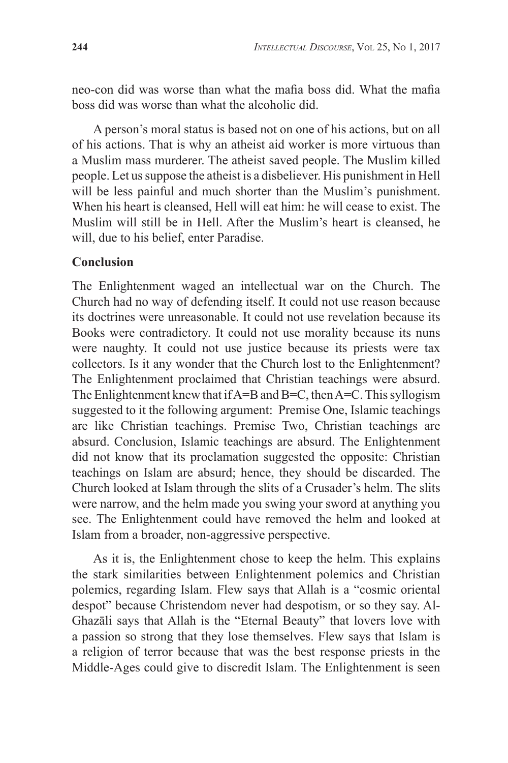neo-con did was worse than what the mafia boss did. What the mafia boss did was worse than what the alcoholic did.

A person's moral status is based not on one of his actions, but on all of his actions. That is why an atheist aid worker is more virtuous than a Muslim mass murderer. The atheist saved people. The Muslim killed people. Let us suppose the atheist is a disbeliever. His punishment in Hell will be less painful and much shorter than the Muslim's punishment. When his heart is cleansed, Hell will eat him: he will cease to exist. The Muslim will still be in Hell. After the Muslim's heart is cleansed, he will, due to his belief, enter Paradise.

**Conclusion**

The Enlightenment waged an intellectual war on the Church. The Church had no way of defending itself. It could not use reason because its doctrines were unreasonable. It could not use revelation because its Books were contradictory. It could not use morality because its nuns were naughty. It could not use justice because its priests were tax collectors. Is it any wonder that the Church lost to the Enlightenment? The Enlightenment proclaimed that Christian teachings were absurd. The Enlightenment knew that if A=B and B=C, then A=C. This syllogism suggested to it the following argument: Premise One, Islamic teachings are like Christian teachings. Premise Two, Christian teachings are absurd. Conclusion, Islamic teachings are absurd. The Enlightenment did not know that its proclamation suggested the opposite: Christian teachings on Islam are absurd; hence, they should be discarded. The Church looked at Islam through the slits of a Crusader's helm. The slits were narrow, and the helm made you swing your sword at anything you see. The Enlightenment could have removed the helm and looked at Islam from a broader, non-aggressive perspective.

As it is, the Enlightenment chose to keep the helm. This explains the stark similarities between Enlightenment polemics and Christian polemics, regarding Islam. Flew says that Allah is a "cosmic oriental despot" because Christendom never had despotism, or so they say. Al-Ghazāli says that Allah is the "Eternal Beauty" that lovers love with a passion so strong that they lose themselves. Flew says that Islam is a religion of terror because that was the best response priests in the Middle-Ages could give to discredit Islam. The Enlightenment is seen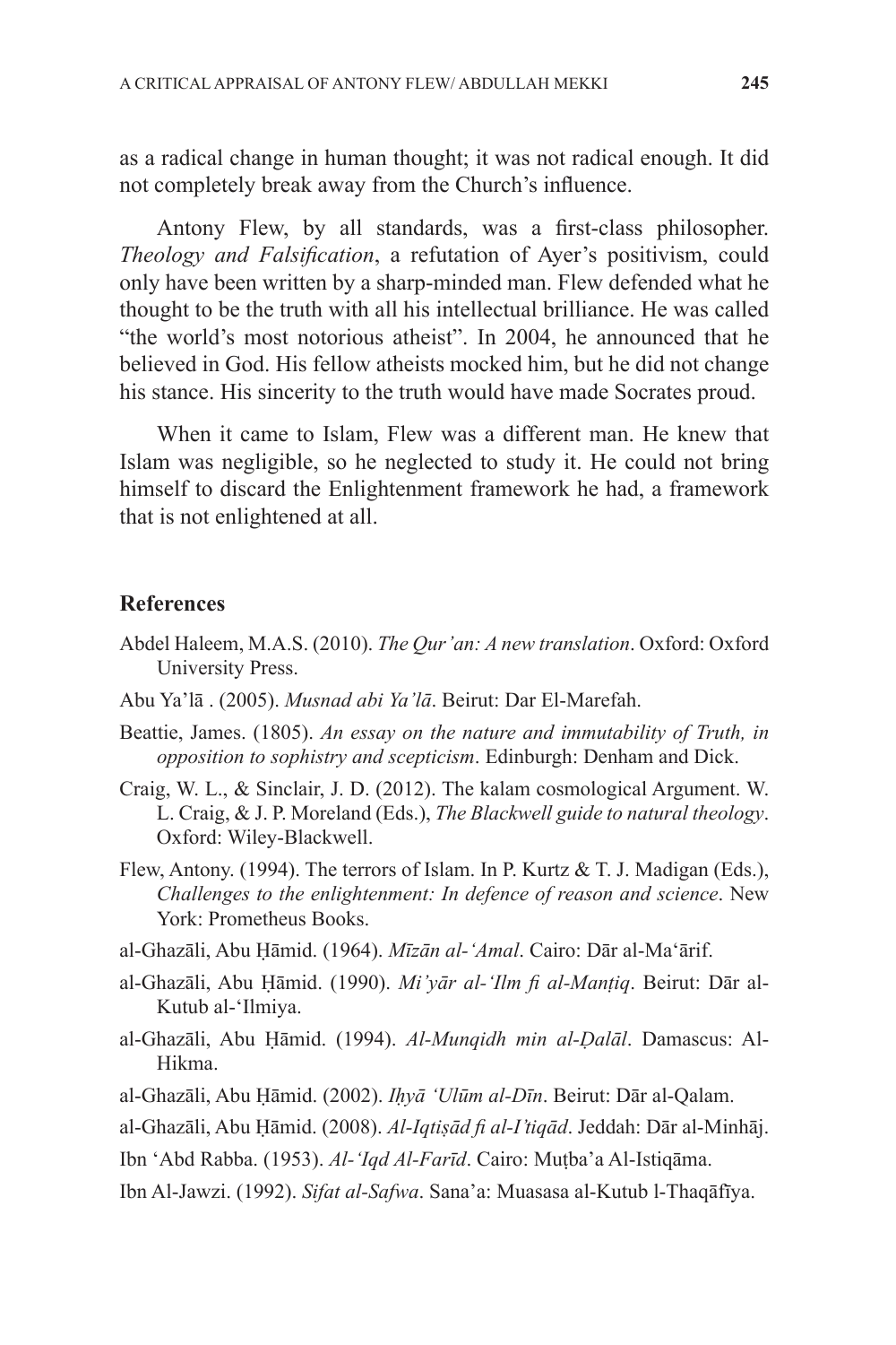as a radical change in human thought; it was not radical enough. It did not completely break away from the Church's influence.

Antony Flew, by all standards, was a first-class philosopher. *Theology and Falsification*, a refutation of Ayer's positivism, could only have been written by a sharp-minded man. Flew defended what he thought to be the truth with all his intellectual brilliance. He was called "the world's most notorious atheist". In 2004, he announced that he believed in God. His fellow atheists mocked him, but he did not change his stance. His sincerity to the truth would have made Socrates proud.

When it came to Islam, Flew was a different man. He knew that Islam was negligible, so he neglected to study it. He could not bring himself to discard the Enlightenment framework he had, a framework that is not enlightened at all.

## References

Abdel Haleem, M.A.S. (2010). *The Qur'an: A new translation*. Oxford: Oxford University Press.

Abu Ya'lā . (2005). *Musnad abi Ya'lā*. Beirut: Dar El-Marefah.

Beattie, James. (1805). *An essay on the nature and immutability of Truth, in opposition to sophistry and scepticism*. Edinburgh: Denham and Dick.

Craig, W. L., & Sinclair, J. D. (2012). The kalam cosmological Argument. W. L. Craig, & J. P. Moreland (Eds.), *The Blackwell guide to natural theology*. Oxford: Wiley-Blackwell.

Flew, Antony. (1994). The terrors of Islam. In P. Kurtz & T. J. Madigan (Eds.), *Challenges to the enlightenment: In defence of reason and science*. New York: Prometheus Books.

al-Ghazāli, Abu Ḥāmid. (1964). *Mīzān al-'Amal*. Cairo: Dār al-Ma'ārif.

al-Ghazāli, Abu Ḥāmid. (1990). *Mi'yār al-'Ilm fi al-Manṭiq*. Beirut: Dār al-Kutub al-'Ilmiya.

al-Ghazāli, Abu Ḥāmid. (1994). *Al-Munqidh min al-Ḍalāl*. Damascus: Al-Hikma.

al-Ghazāli, Abu Ḥāmid. (2002). *Iḥyā 'Ulūm al-Dīn*. Beirut: Dār al-Qalam.

al-Ghazāli, Abu Ḥāmid. (2008). *Al-Iqtiṣād fi al-I'tiqād*. Jeddah: Dār al-Minhāj.

Ibn 'Abd Rabba. (1953). *Al-'Iqd Al-Farīd*. Cairo: Muṭba'a Al-Istiqāma.

Ibn Al-Jawzi. (1992). *Sifat al-Safwa*. Sana'a: Muasasa al-Kutub l-Thaqāfīya.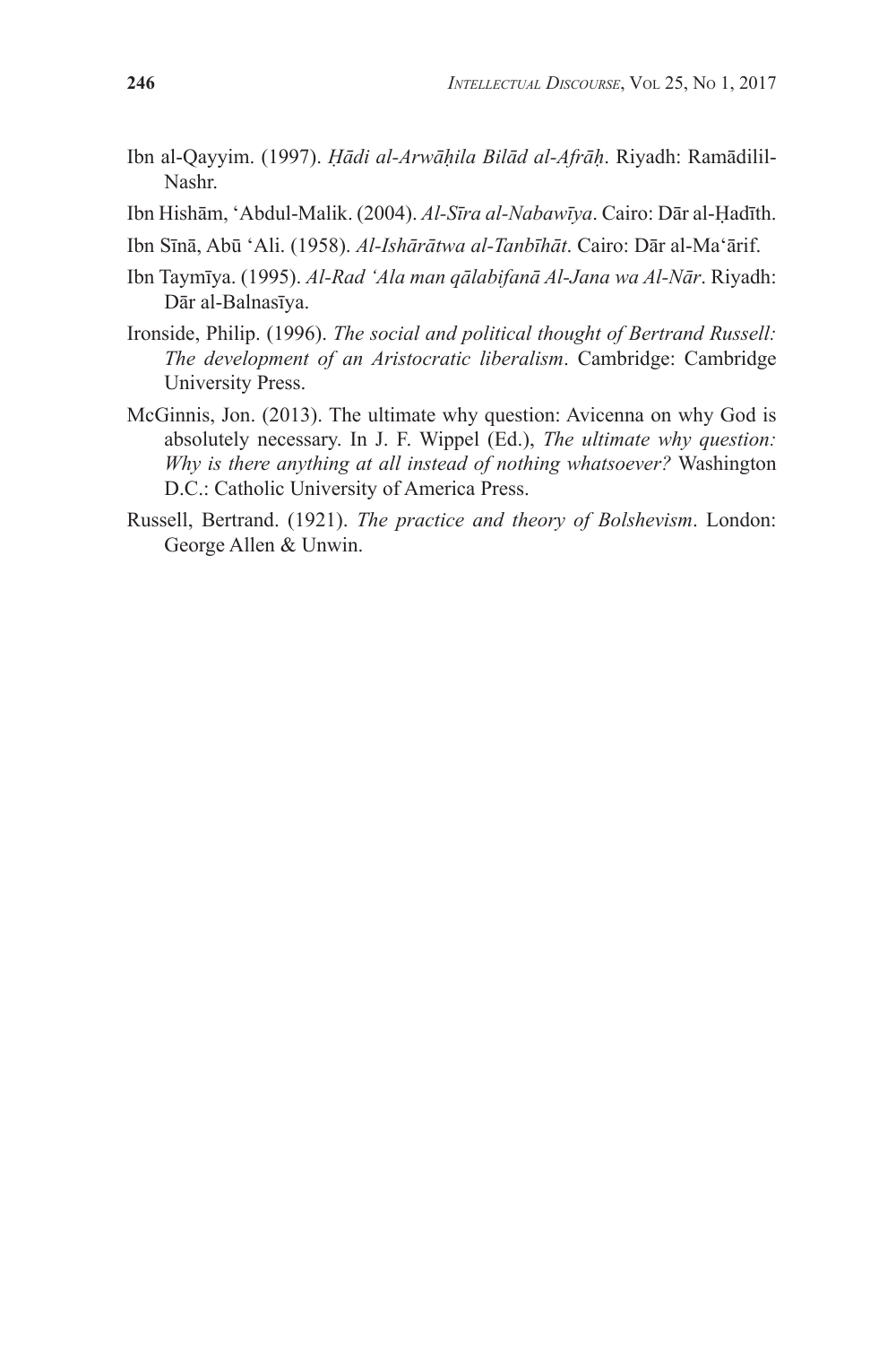Ibn al-Qayyim. (1997). *Ḥādi al-Arwāḥila Bilād al-Afrāḥ*. Riyadh: Ramādilil-Nashr.

Ibn Hishām, ʻAbdul-Malik. (2004). *Al-Sīra al-Nabawīya*. Cairo: Dār al-Ḥadīth.

Ibn Sīnā, Abū ʻAli. (1958). *Al-Ishārātwa al-Tanbīhāt*. Cairo: Dār al-Maʻārif.

Ibn Taymīya. (1995). *Al-Rad ʻAla man qālabifanā Al-Jana wa Al-Nār*. Riyadh: Dār al-Balnasīya.

Ironside, Philip. (1996). *The social and political thought of Bertrand Russell: The development of an Aristocratic liberalism*. Cambridge: Cambridge University Press.

McGinnis, Jon. (2013). The ultimate why question: Avicenna on why God is absolutely necessary. In J. F. Wippel (Ed.), *The ultimate why question: Why is there anything at all instead of nothing whatsoever?* Washington D.C.: Catholic University of America Press.

Russell, Bertrand. (1921). *The practice and theory of Bolshevism*. London: George Allen & Unwin.